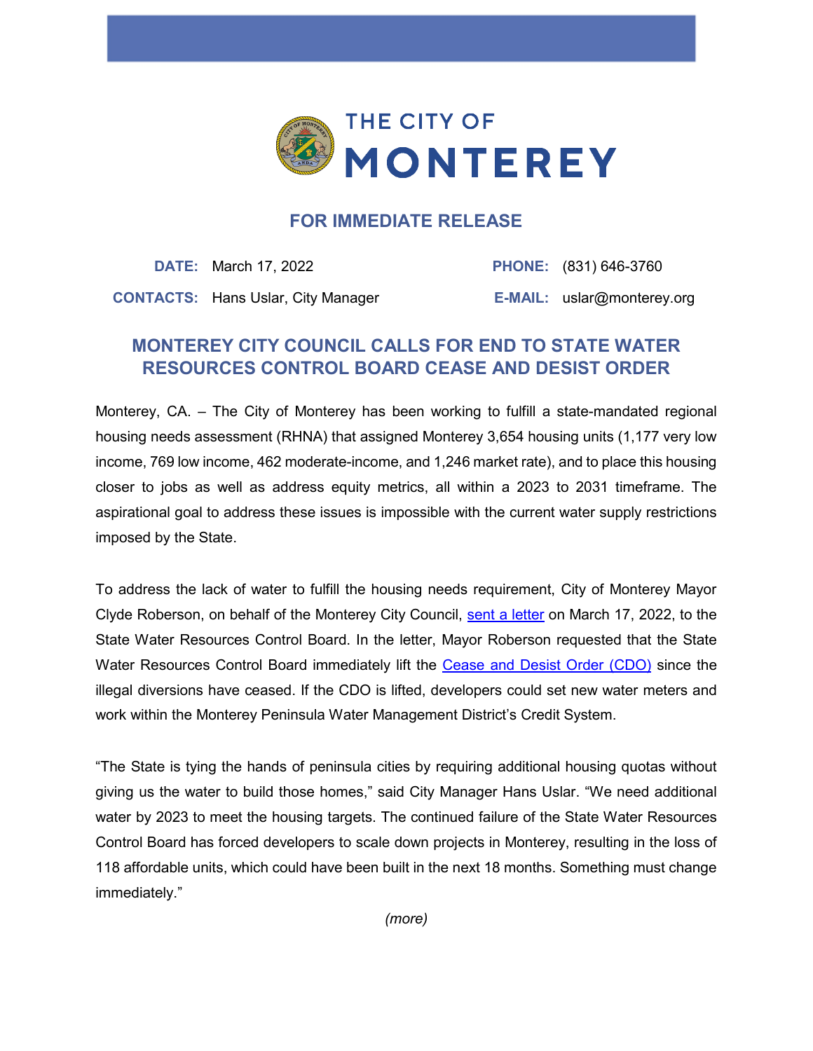# THE CITY OF MONTEREY

## FOR IMMEDIATE RELEASE

**DATE:** March 17, 2022

**CONTACTS:** Hans Uslar, City Manager

**PHONE:** (831) 646-3760

**E-MAIL:** uslar@monterey.org

## MONTEREY CITY COUNCIL CALLS FOR END TO STATE WATER RESOURCES CONTROL BOARD CEASE AND DESIST ORDER

Monterey, CA. – The City of Monterey has been working to fulfill a state-mandated regional housing needs assessment (RHNA) that assigned Monterey 3,654 housing units (1,177 very low income, 769 low income, 462 moderate-income, and 1,246 market rate), and to place this housing closer to jobs as well as address equity metrics, all within a 2023 to 2031 timeframe. The aspirational goal to address these issues is impossible with the current water supply restrictions imposed by the State.

To address the lack of water to fulfill the housing needs requirement, City of Monterey Mayor Clyde Roberson, on behalf of the Monterey City Council, sent a letter on March 17, 2022, to the State Water Resources Control Board. In the letter, Mayor Roberson requested that the State Water Resources Control Board immediately lift the Cease and Desist Order (CDO) since the illegal diversions have ceased. If the CDO is lifted, developers could set new water meters and work within the Monterey Peninsula Water Management District's Credit System.

"The State is tying the hands of peninsula cities by requiring additional housing quotas without giving us the water to build those homes," said City Manager Hans Uslar. "We need additional water by 2023 to meet the housing targets. The continued failure of the State Water Resources Control Board has forced developers to scale down projects in Monterey, resulting in the loss of 118 affordable units, which could have been built in the next 18 months. Something must change immediately."

*(more)*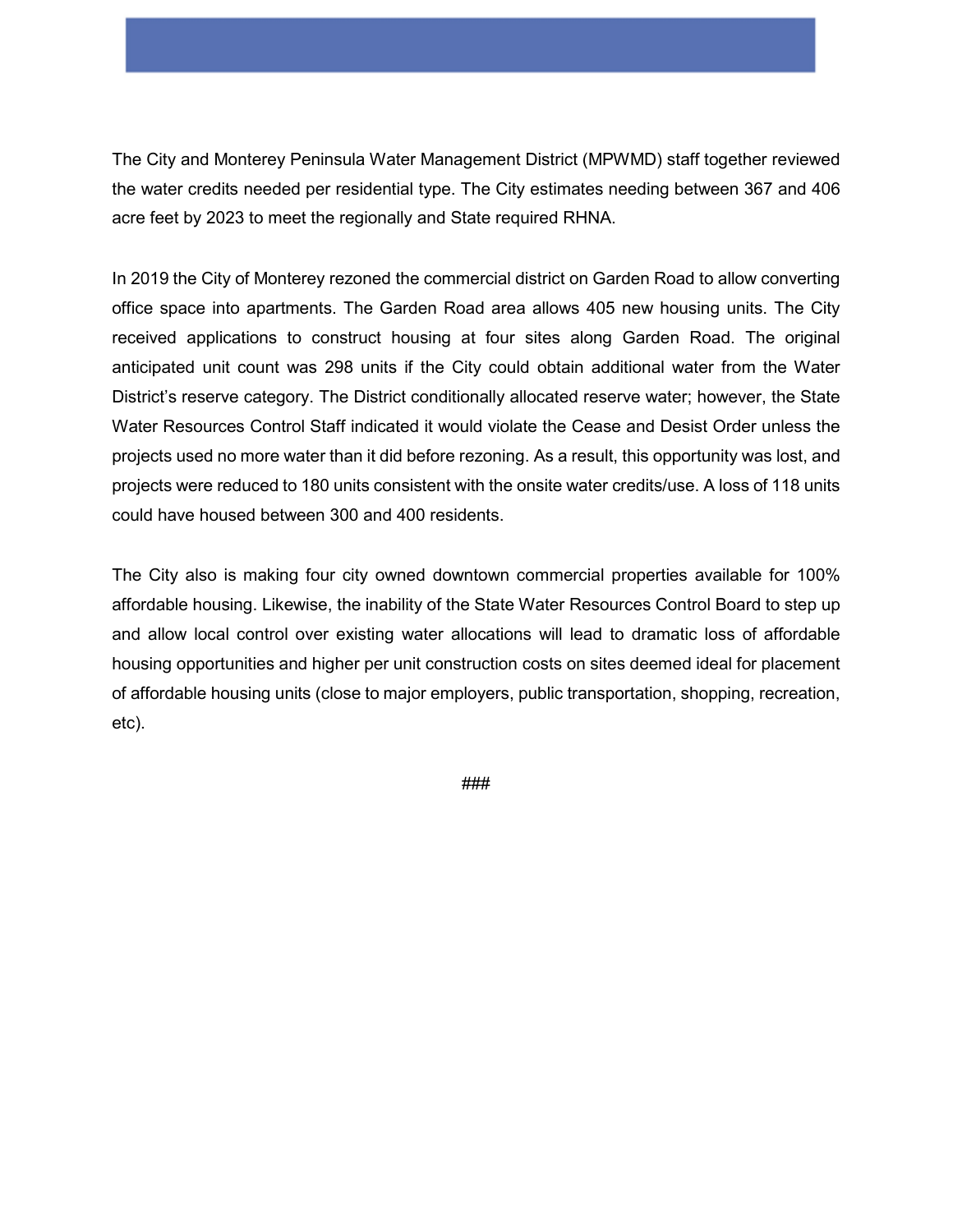The City and Monterey Peninsula Water Management District (MPWMD) staff together reviewed the water credits needed per residential type. The City estimates needing between 367 and 406 acre feet by 2023 to meet the regionally and State required RHNA.

In 2019 the City of Monterey rezoned the commercial district on Garden Road to allow converting office space into apartments. The Garden Road area allows 405 new housing units. The City received applications to construct housing at four sites along Garden Road. The original anticipated unit count was 298 units if the City could obtain additional water from the Water District's reserve category. The District conditionally allocated reserve water; however, the State Water Resources Control Staff indicated it would violate the Cease and Desist Order unless the projects used no more water than it did before rezoning. As a result, this opportunity was lost, and projects were reduced to 180 units consistent with the onsite water credits/use. A loss of 118 units could have housed between 300 and 400 residents.

The City also is making four city owned downtown commercial properties available for 100% affordable housing. Likewise, the inability of the State Water Resources Control Board to step up and allow local control over existing water allocations will lead to dramatic loss of affordable housing opportunities and higher per unit construction costs on sites deemed ideal for placement of affordable housing units (close to major employers, public transportation, shopping, recreation, etc).

###